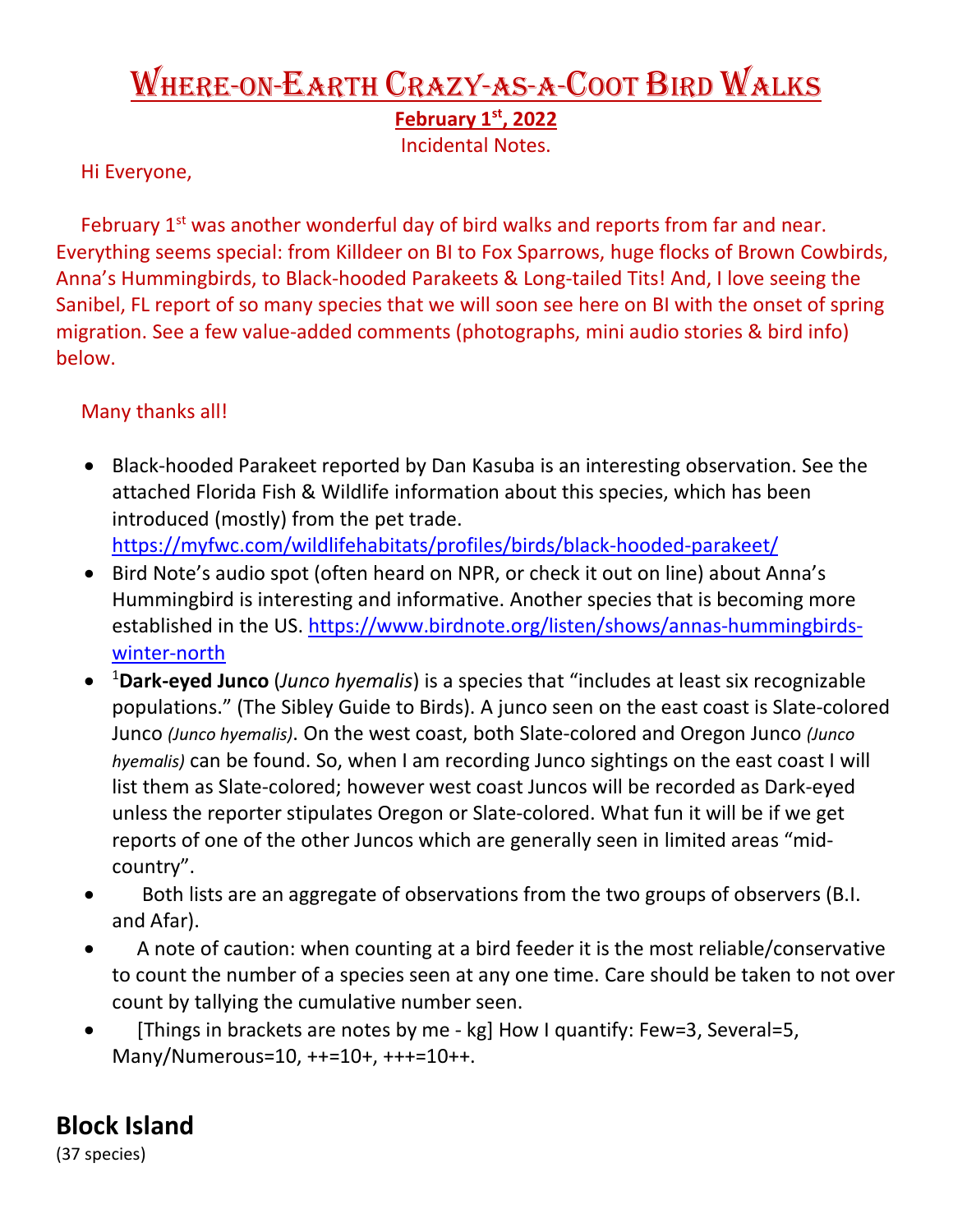# Where-on-Earth Crazy-as-a-Coot Bird Walks

**February 1st, 2022**

Incidental Notes.

Hi Everyone,

February 1st was another wonderful day of bird walks and reports from far and near. Everything seems special: from Killdeer on BI to Fox Sparrows, huge flocks of Brown Cowbirds, Anna's Hummingbirds, to Black-hooded Parakeets & Long-tailed Tits! And, I love seeing the Sanibel, FL report of so many species that we will soon see here on BI with the onset of spring migration. See a few value-added comments (photographs, mini audio stories & bird info) below.

Many thanks all!

- Black-hooded Parakeet reported by Dan Kasuba is an interesting observation. See the attached Florida Fish & Wildlife information about this species, which has been introduced (mostly) from the pet trade. https://myfwc.com/wildlifehabitats/profiles/birds/black-hooded-parakeet/
- Bird Note's audio spot (often heard on NPR, or check it out on line) about Anna's Hummingbird is interesting and informative. Another species that is becoming more established in the US. https://www.birdnote.org/listen/shows/annas-hummingbirds-winter-north
- [1]**Dark-eyed Junco** (*Junco hyemalis*) is a species that "includes at least six recognizable populations." (The Sibley Guide to Birds). A junco seen on the east coast is Slate-colored Junco *(Junco hyemalis)*. On the west coast, both Slate-colored and Oregon Junco *(Junco hyemalis)* can be found. So, when I am recording Junco sightings on the east coast I will list them as Slate-colored; however west coast Juncos will be recorded as Dark-eyed unless the reporter stipulates Oregon or Slate-colored. What fun it will be if we get reports of one of the other Juncos which are generally seen in limited areas "mid-country".
- Both lists are an aggregate of observations from the two groups of observers (B.I. and Afar).
- A note of caution: when counting at a bird feeder it is the most reliable/conservative to count the number of a species seen at any one time. Care should be taken to not over count by tallying the cumulative number seen.
- [Things in brackets are notes by me - kg] How I quantify: Few=3, Several=5, Many/Numerous=10, ++=10+, +++=10++.

## Block Island

(37 species)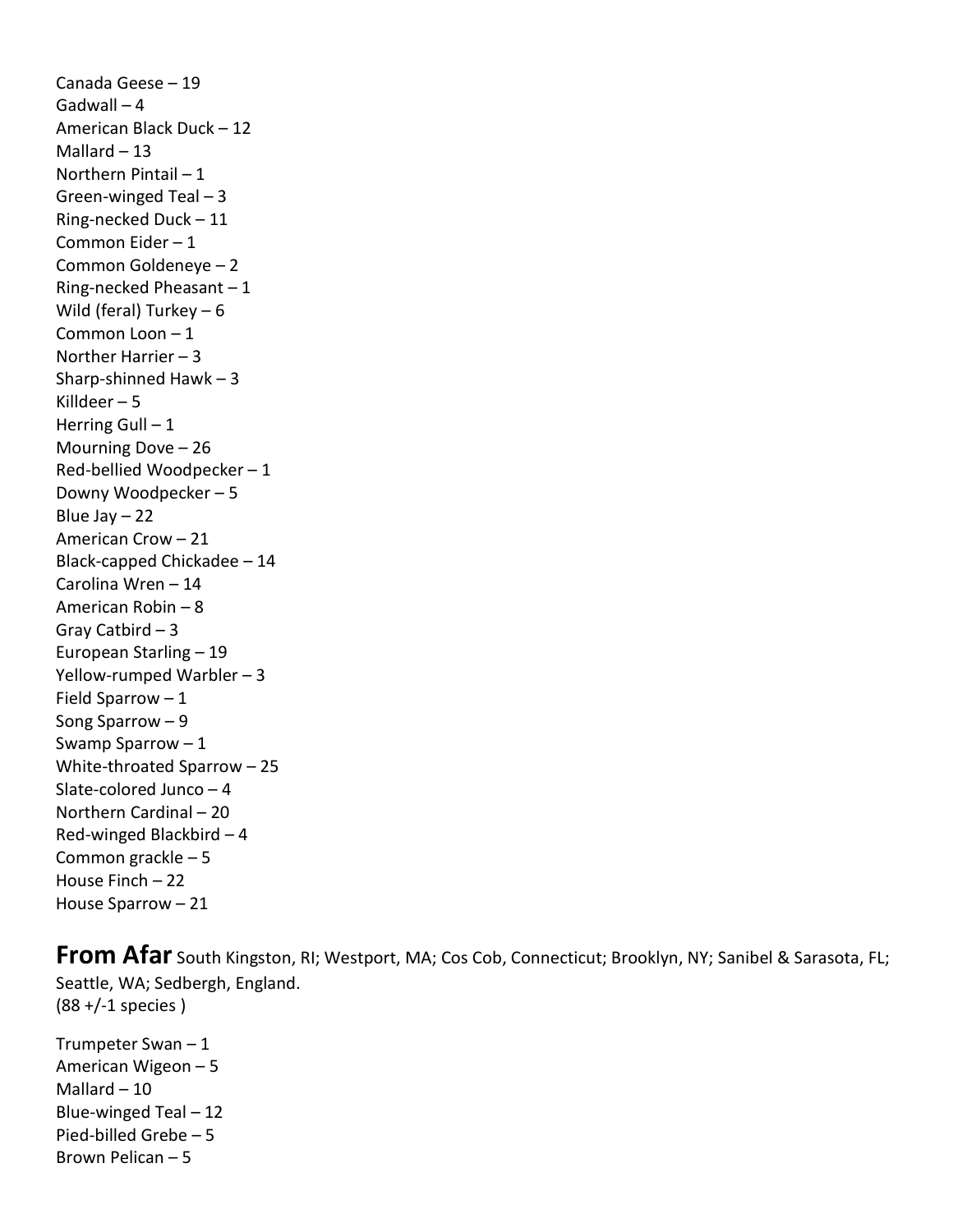Canada Geese – 19
Gadwall – 4
American Black Duck – 12
Mallard – 13
Northern Pintail – 1
Green-winged Teal – 3
Ring-necked Duck – 11
Common Eider – 1
Common Goldeneye – 2
Ring-necked Pheasant – 1
Wild (feral) Turkey – 6
Common Loon – 1
Norther Harrier – 3
Sharp-shinned Hawk – 3
Killdeer – 5
Herring Gull – 1
Mourning Dove – 26
Red-bellied Woodpecker – 1
Downy Woodpecker – 5
Blue Jay – 22
American Crow – 21
Black-capped Chickadee – 14
Carolina Wren – 14
American Robin – 8
Gray Catbird – 3
European Starling – 19
Yellow-rumped Warbler – 3
Field Sparrow – 1
Song Sparrow – 9
Swamp Sparrow – 1
White-throated Sparrow – 25
Slate-colored Junco – 4
Northern Cardinal – 20
Red-winged Blackbird – 4
Common grackle – 5
House Finch – 22
House Sparrow – 21

**From Afar** South Kingston, RI; Westport, MA; Cos Cob, Connecticut; Brooklyn, NY; Sanibel & Sarasota, FL; Seattle, WA; Sedbergh, England.
(88 +/-1 species )

Trumpeter Swan – 1
American Wigeon – 5
Mallard – 10
Blue-winged Teal – 12
Pied-billed Grebe – 5
Brown Pelican – 5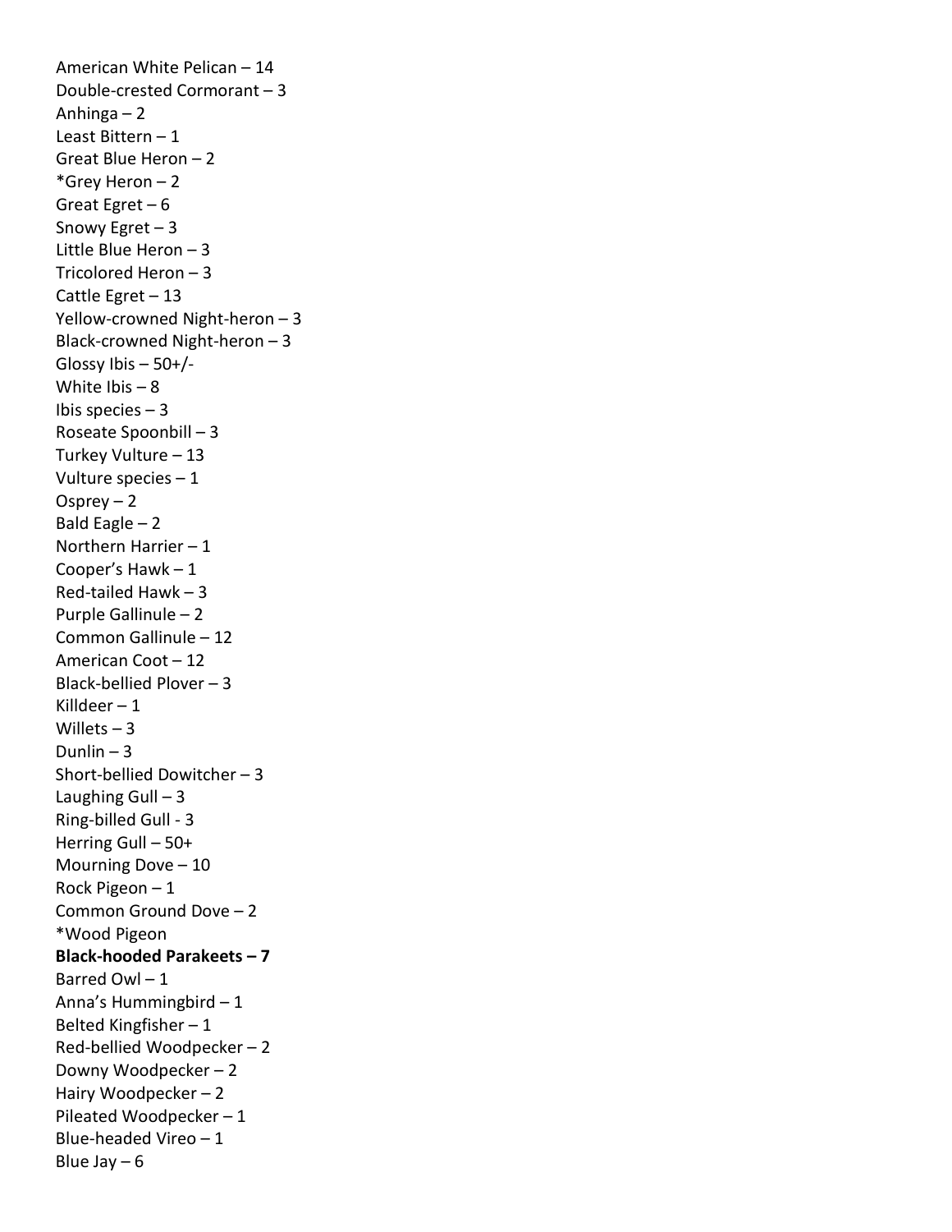American White Pelican – 14
Double-crested Cormorant – 3
Anhinga – 2
Least Bittern – 1
Great Blue Heron – 2
*Grey Heron – 2
Great Egret – 6
Snowy Egret – 3
Little Blue Heron – 3
Tricolored Heron – 3
Cattle Egret – 13
Yellow-crowned Night-heron – 3
Black-crowned Night-heron – 3
Glossy Ibis – 50+/-
White Ibis – 8
Ibis species – 3
Roseate Spoonbill – 3
Turkey Vulture – 13
Vulture species – 1
Osprey – 2
Bald Eagle – 2
Northern Harrier – 1
Cooper's Hawk – 1
Red-tailed Hawk – 3
Purple Gallinule – 2
Common Gallinule – 12
American Coot – 12
Black-bellied Plover – 3
Killdeer – 1
Willets – 3
Dunlin – 3
Short-bellied Dowitcher – 3
Laughing Gull – 3
Ring-billed Gull - 3
Herring Gull – 50+
Mourning Dove – 10
Rock Pigeon – 1
Common Ground Dove – 2
*Wood Pigeon
**Black-hooded Parakeets – 7**
Barred Owl – 1
Anna's Hummingbird – 1
Belted Kingfisher – 1
Red-bellied Woodpecker – 2
Downy Woodpecker – 2
Hairy Woodpecker – 2
Pileated Woodpecker – 1
Blue-headed Vireo – 1
Blue Jay – 6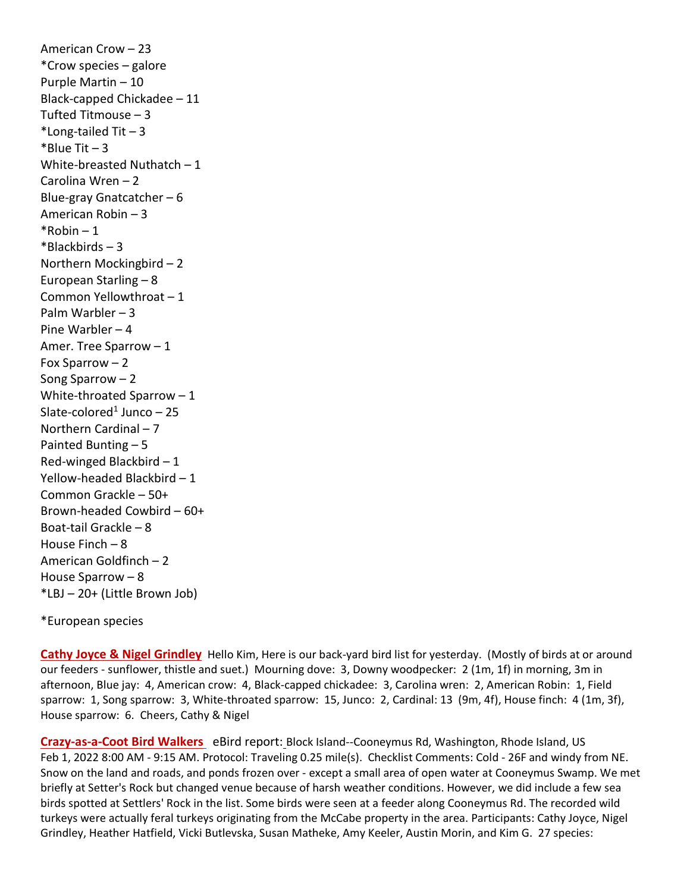American Crow – 23
*Crow species – galore
Purple Martin – 10
Black-capped Chickadee – 11
Tufted Titmouse – 3
*Long-tailed Tit – 3
*Blue Tit – 3
White-breasted Nuthatch – 1
Carolina Wren – 2
Blue-gray Gnatcatcher – 6
American Robin – 3
*Robin – 1
*Blackbirds – 3
Northern Mockingbird – 2
European Starling – 8
Common Yellowthroat – 1
Palm Warbler – 3
Pine Warbler – 4
Amer. Tree Sparrow – 1
Fox Sparrow – 2
Song Sparrow – 2
White-throated Sparrow – 1
Slate-colored[1] Junco – 25
Northern Cardinal – 7
Painted Bunting – 5
Red-winged Blackbird – 1
Yellow-headed Blackbird – 1
Common Grackle – 50+
Brown-headed Cowbird – 60+
Boat-tail Grackle – 8
House Finch – 8
American Goldfinch – 2
House Sparrow – 8
*LBJ – 20+ (Little Brown Job)

*European species

**Cathy Joyce & Nigel Grindley** Hello Kim, Here is our back-yard bird list for yesterday. (Mostly of birds at or around our feeders - sunflower, thistle and suet.) Mourning dove: 3, Downy woodpecker: 2 (1m, 1f) in morning, 3m in afternoon, Blue jay: 4, American crow: 4, Black-capped chickadee: 3, Carolina wren: 2, American Robin: 1, Field sparrow: 1, Song sparrow: 3, White-throated sparrow: 15, Junco: 2, Cardinal: 13 (9m, 4f), House finch: 4 (1m, 3f), House sparrow: 6. Cheers, Cathy & Nigel

**Crazy-as-a-Coot Bird Walkers** eBird report: Block Island--Cooneymus Rd, Washington, Rhode Island, US Feb 1, 2022 8:00 AM - 9:15 AM. Protocol: Traveling 0.25 mile(s). Checklist Comments: Cold - 26F and windy from NE. Snow on the land and roads, and ponds frozen over - except a small area of open water at Cooneymus Swamp. We met briefly at Setter's Rock but changed venue because of harsh weather conditions. However, we did include a few sea birds spotted at Settlers' Rock in the list. Some birds were seen at a feeder along Cooneymus Rd. The recorded wild turkeys were actually feral turkeys originating from the McCabe property in the area. Participants: Cathy Joyce, Nigel Grindley, Heather Hatfield, Vicki Butlevska, Susan Matheke, Amy Keeler, Austin Morin, and Kim G. 27 species: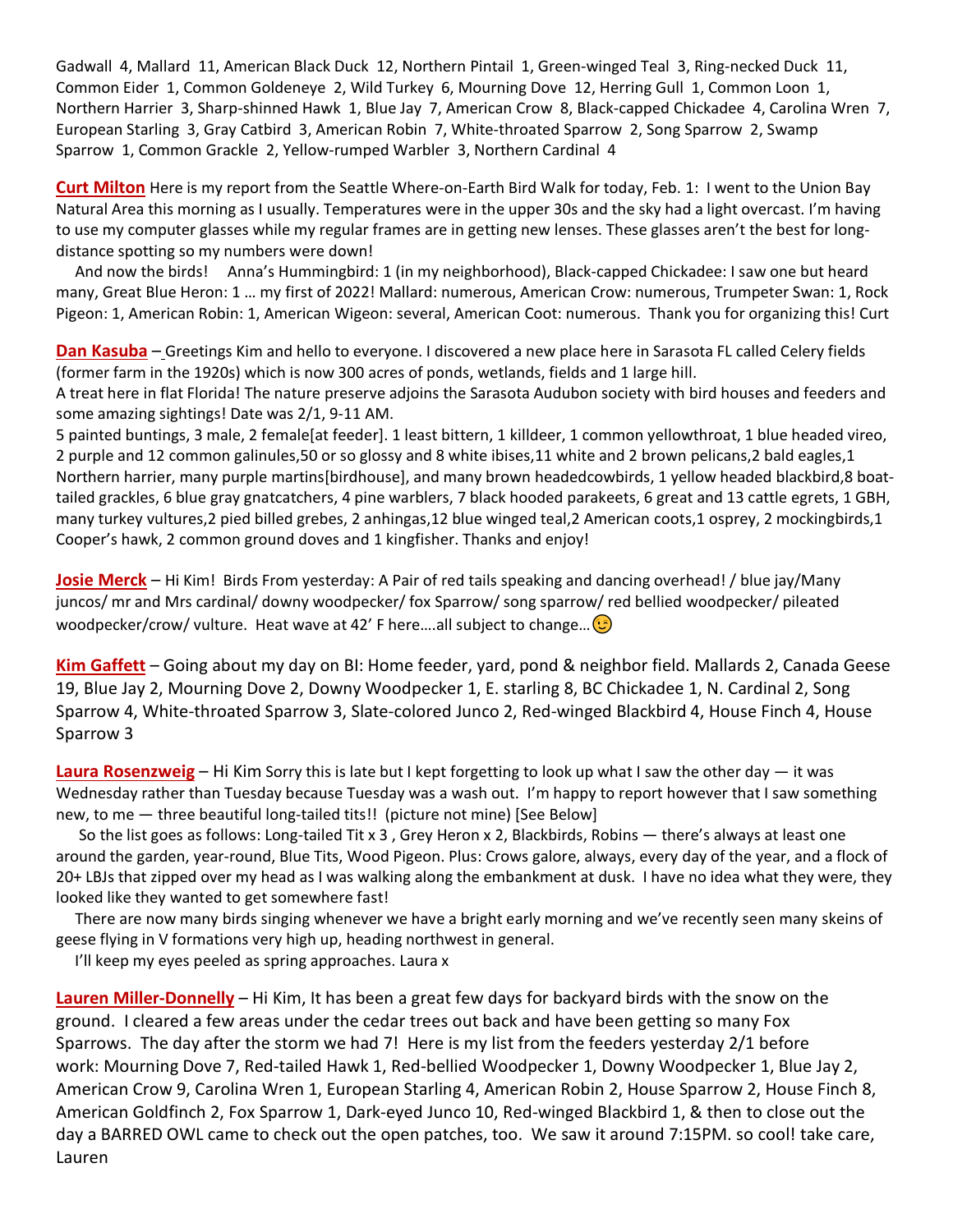Gadwall 4, Mallard 11, American Black Duck 12, Northern Pintail 1, Green-winged Teal 3, Ring-necked Duck 11, Common Eider 1, Common Goldeneye 2, Wild Turkey 6, Mourning Dove 12, Herring Gull 1, Common Loon 1, Northern Harrier 3, Sharp-shinned Hawk 1, Blue Jay 7, American Crow 8, Black-capped Chickadee 4, Carolina Wren 7, European Starling 3, Gray Catbird 3, American Robin 7, White-throated Sparrow 2, Song Sparrow 2, Swamp Sparrow 1, Common Grackle 2, Yellow-rumped Warbler 3, Northern Cardinal 4

**Curt Milton** Here is my report from the Seattle Where-on-Earth Bird Walk for today, Feb. 1: I went to the Union Bay Natural Area this morning as I usually. Temperatures were in the upper 30s and the sky had a light overcast. I'm having to use my computer glasses while my regular frames are in getting new lenses. These glasses aren't the best for long-distance spotting so my numbers were down!

And now the birds! Anna's Hummingbird: 1 (in my neighborhood), Black-capped Chickadee: I saw one but heard many, Great Blue Heron: 1 … my first of 2022! Mallard: numerous, American Crow: numerous, Trumpeter Swan: 1, Rock Pigeon: 1, American Robin: 1, American Wigeon: several, American Coot: numerous. Thank you for organizing this! Curt

**Dan Kasuba** – Greetings Kim and hello to everyone. I discovered a new place here in Sarasota FL called Celery fields (former farm in the 1920s) which is now 300 acres of ponds, wetlands, fields and 1 large hill.
A treat here in flat Florida! The nature preserve adjoins the Sarasota Audubon society with bird houses and feeders and some amazing sightings! Date was 2/1, 9-11 AM.
5 painted buntings, 3 male, 2 female[at feeder]. 1 least bittern, 1 killdeer, 1 common yellowthroat, 1 blue headed vireo, 2 purple and 12 common galinules,50 or so glossy and 8 white ibises,11 white and 2 brown pelicans,2 bald eagles,1 Northern harrier, many purple martins[birdhouse], and many brown headedcowbirds, 1 yellow headed blackbird,8 boat-tailed grackles, 6 blue gray gnatcatchers, 4 pine warblers, 7 black hooded parakeets, 6 great and 13 cattle egrets, 1 GBH, many turkey vultures,2 pied billed grebes, 2 anhingas,12 blue winged teal,2 American coots,1 osprey, 2 mockingbirds,1 Cooper's hawk, 2 common ground doves and 1 kingfisher. Thanks and enjoy!

**Josie Merck** – Hi Kim! Birds From yesterday: A Pair of red tails speaking and dancing overhead! / blue jay/Many juncos/ mr and Mrs cardinal/ downy woodpecker/ fox Sparrow/ song sparrow/ red bellied woodpecker/ pileated woodpecker/crow/ vulture. Heat wave at 42' F here….all subject to change…😉

**Kim Gaffett** – Going about my day on BI: Home feeder, yard, pond & neighbor field. Mallards 2, Canada Geese 19, Blue Jay 2, Mourning Dove 2, Downy Woodpecker 1, E. starling 8, BC Chickadee 1, N. Cardinal 2, Song Sparrow 4, White-throated Sparrow 3, Slate-colored Junco 2, Red-winged Blackbird 4, House Finch 4, House Sparrow 3

**Laura Rosenzweig** – Hi Kim Sorry this is late but I kept forgetting to look up what I saw the other day — it was Wednesday rather than Tuesday because Tuesday was a wash out. I'm happy to report however that I saw something new, to me — three beautiful long-tailed tits!! (picture not mine) [See Below]

So the list goes as follows: Long-tailed Tit x 3 , Grey Heron x 2, Blackbirds, Robins — there's always at least one around the garden, year-round, Blue Tits, Wood Pigeon. Plus: Crows galore, always, every day of the year, and a flock of 20+ LBJs that zipped over my head as I was walking along the embankment at dusk. I have no idea what they were, they looked like they wanted to get somewhere fast!

There are now many birds singing whenever we have a bright early morning and we've recently seen many skeins of geese flying in V formations very high up, heading northwest in general.

I'll keep my eyes peeled as spring approaches. Laura x

**Lauren Miller-Donnelly** – Hi Kim, It has been a great few days for backyard birds with the snow on the ground. I cleared a few areas under the cedar trees out back and have been getting so many Fox Sparrows. The day after the storm we had 7! Here is my list from the feeders yesterday 2/1 before work: Mourning Dove 7, Red-tailed Hawk 1, Red-bellied Woodpecker 1, Downy Woodpecker 1, Blue Jay 2, American Crow 9, Carolina Wren 1, European Starling 4, American Robin 2, House Sparrow 2, House Finch 8, American Goldfinch 2, Fox Sparrow 1, Dark-eyed Junco 10, Red-winged Blackbird 1, & then to close out the day a BARRED OWL came to check out the open patches, too. We saw it around 7:15PM. so cool! take care, Lauren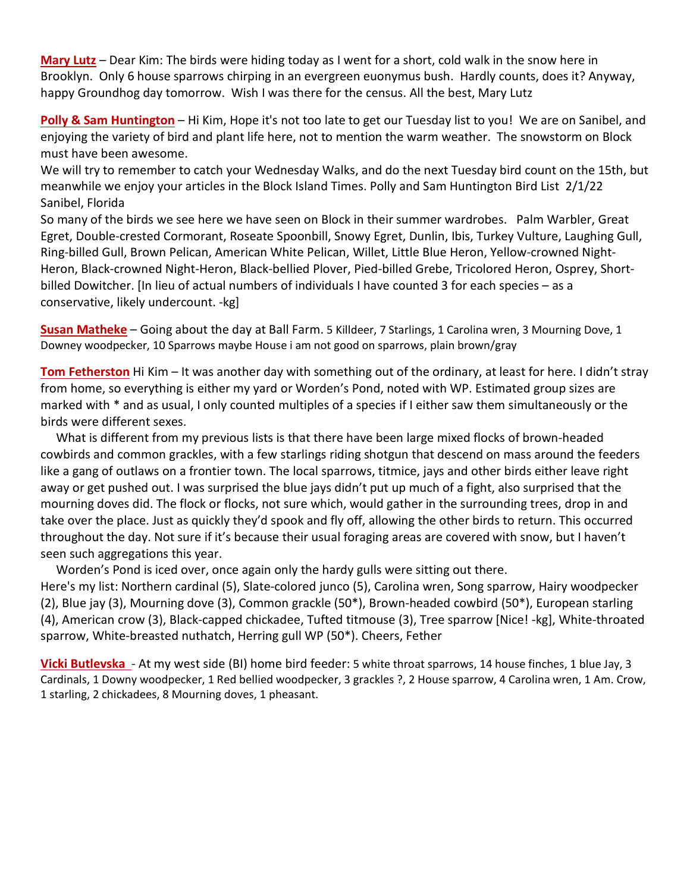**Mary Lutz** – Dear Kim: The birds were hiding today as I went for a short, cold walk in the snow here in Brooklyn. Only 6 house sparrows chirping in an evergreen euonymus bush. Hardly counts, does it? Anyway, happy Groundhog day tomorrow. Wish I was there for the census. All the best, Mary Lutz

**Polly & Sam Huntington** – Hi Kim, Hope it's not too late to get our Tuesday list to you! We are on Sanibel, and enjoying the variety of bird and plant life here, not to mention the warm weather. The snowstorm on Block must have been awesome.
We will try to remember to catch your Wednesday Walks, and do the next Tuesday bird count on the 15th, but meanwhile we enjoy your articles in the Block Island Times. Polly and Sam Huntington Bird List 2/1/22 Sanibel, Florida
So many of the birds we see here we have seen on Block in their summer wardrobes. Palm Warbler, Great Egret, Double-crested Cormorant, Roseate Spoonbill, Snowy Egret, Dunlin, Ibis, Turkey Vulture, Laughing Gull, Ring-billed Gull, Brown Pelican, American White Pelican, Willet, Little Blue Heron, Yellow-crowned Night-Heron, Black-crowned Night-Heron, Black-bellied Plover, Pied-billed Grebe, Tricolored Heron, Osprey, Short-billed Dowitcher. [In lieu of actual numbers of individuals I have counted 3 for each species – as a conservative, likely undercount. -kg]

**Susan Matheke** – Going about the day at Ball Farm. 5 Killdeer, 7 Starlings, 1 Carolina wren, 3 Mourning Dove, 1 Downey woodpecker, 10 Sparrows maybe House i am not good on sparrows, plain brown/gray

**Tom Fetherston** Hi Kim – It was another day with something out of the ordinary, at least for here. I didn't stray from home, so everything is either my yard or Worden's Pond, noted with WP. Estimated group sizes are marked with * and as usual, I only counted multiples of a species if I either saw them simultaneously or the birds were different sexes.

What is different from my previous lists is that there have been large mixed flocks of brown-headed cowbirds and common grackles, with a few starlings riding shotgun that descend on mass around the feeders like a gang of outlaws on a frontier town. The local sparrows, titmice, jays and other birds either leave right away or get pushed out. I was surprised the blue jays didn't put up much of a fight, also surprised that the mourning doves did. The flock or flocks, not sure which, would gather in the surrounding trees, drop in and take over the place. Just as quickly they'd spook and fly off, allowing the other birds to return. This occurred throughout the day. Not sure if it's because their usual foraging areas are covered with snow, but I haven't seen such aggregations this year.

Worden's Pond is iced over, once again only the hardy gulls were sitting out there.
Here's my list: Northern cardinal (5), Slate-colored junco (5), Carolina wren, Song sparrow, Hairy woodpecker (2), Blue jay (3), Mourning dove (3), Common grackle (50*), Brown-headed cowbird (50*), European starling (4), American crow (3), Black-capped chickadee, Tufted titmouse (3), Tree sparrow [Nice! -kg], White-throated sparrow, White-breasted nuthatch, Herring gull WP (50*). Cheers, Fether

**Vicki Butlevska** - At my west side (BI) home bird feeder: 5 white throat sparrows, 14 house finches, 1 blue Jay, 3 Cardinals, 1 Downy woodpecker, 1 Red bellied woodpecker, 3 grackles ?, 2 House sparrow, 4 Carolina wren, 1 Am. Crow, 1 starling, 2 chickadees, 8 Mourning doves, 1 pheasant.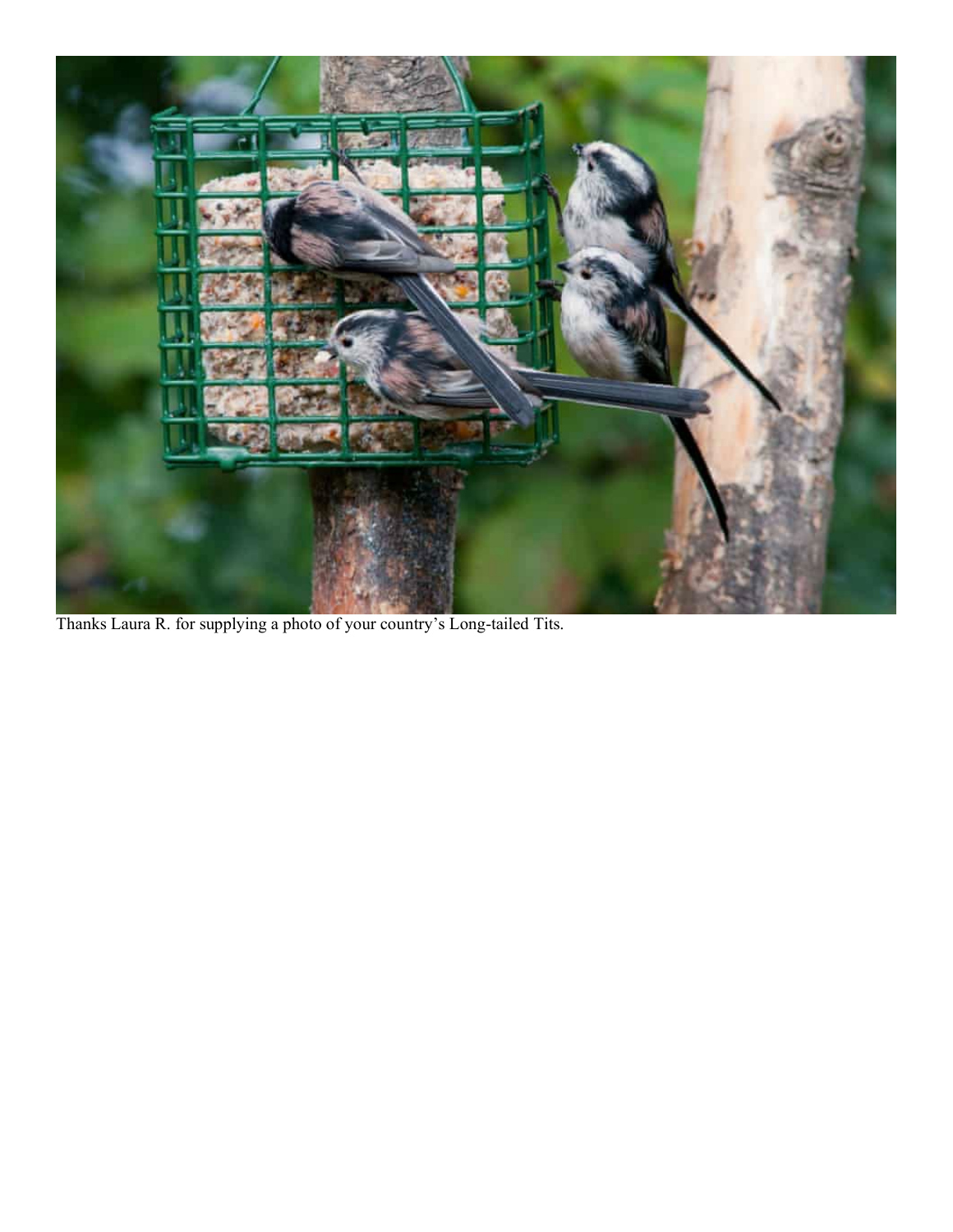Thanks Laura R. for supplying a photo of your country's Long-tailed Tits.